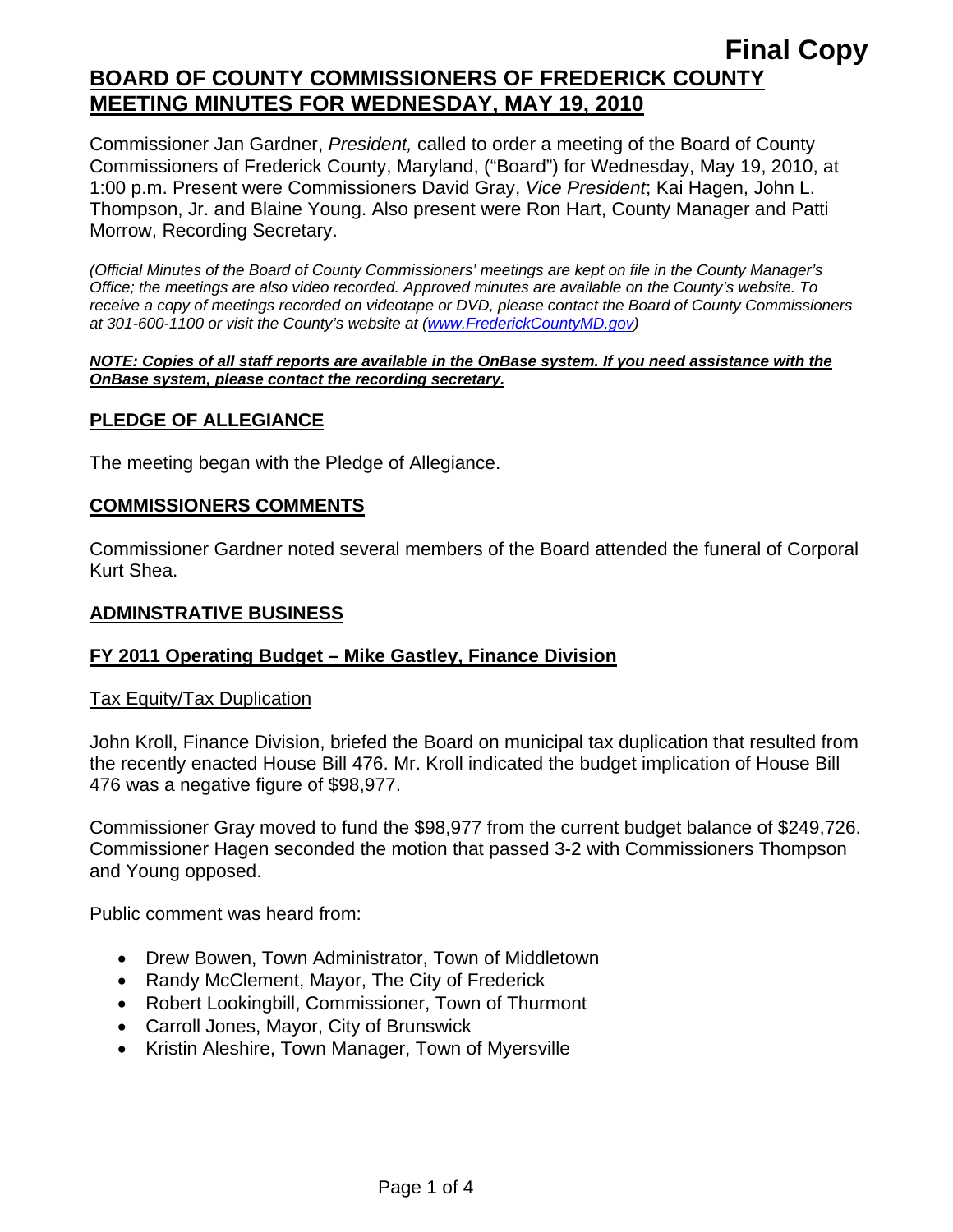**Final Copy**

# BOARD OF COUNTY COMMISSIONERS OF FREDERICK COUNTY MEETING MINUTES FOR WEDNESDAY, MAY 19, 2010

Commissioner Jan Gardner, *President,* called to order a meeting of the Board of County Commissioners of Frederick County, Maryland, ("Board") for Wednesday, May 19, 2010, at 1:00 p.m. Present were Commissioners David Gray, *Vice President*; Kai Hagen, John L. Thompson, Jr. and Blaine Young. Also present were Ron Hart, County Manager and Patti Morrow, Recording Secretary.

*(Official Minutes of the Board of County Commissioners' meetings are kept on file in the County Manager's Office; the meetings are also video recorded. Approved minutes are available on the County's website. To receive a copy of meetings recorded on videotape or DVD, please contact the Board of County Commissioners at 301-600-1100 or visit the County's website at (www.FrederickCountyMD.gov)*

***NOTE: Copies of all staff reports are available in the OnBase system. If you need assistance with the OnBase system, please contact the recording secretary.***

## PLEDGE OF ALLEGIANCE

The meeting began with the Pledge of Allegiance.

## COMMISSIONERS COMMENTS

Commissioner Gardner noted several members of the Board attended the funeral of Corporal Kurt Shea.

## ADMINSTRATIVE BUSINESS

### FY 2011 Operating Budget – Mike Gastley, Finance Division

Tax Equity/Tax Duplication

John Kroll, Finance Division, briefed the Board on municipal tax duplication that resulted from the recently enacted House Bill 476. Mr. Kroll indicated the budget implication of House Bill 476 was a negative figure of $98,977.

Commissioner Gray moved to fund the $98,977 from the current budget balance of $249,726. Commissioner Hagen seconded the motion that passed 3-2 with Commissioners Thompson and Young opposed.

Public comment was heard from:

- Drew Bowen, Town Administrator, Town of Middletown
- Randy McClement, Mayor, The City of Frederick
- Robert Lookingbill, Commissioner, Town of Thurmont
- Carroll Jones, Mayor, City of Brunswick
- Kristin Aleshire, Town Manager, Town of Myersville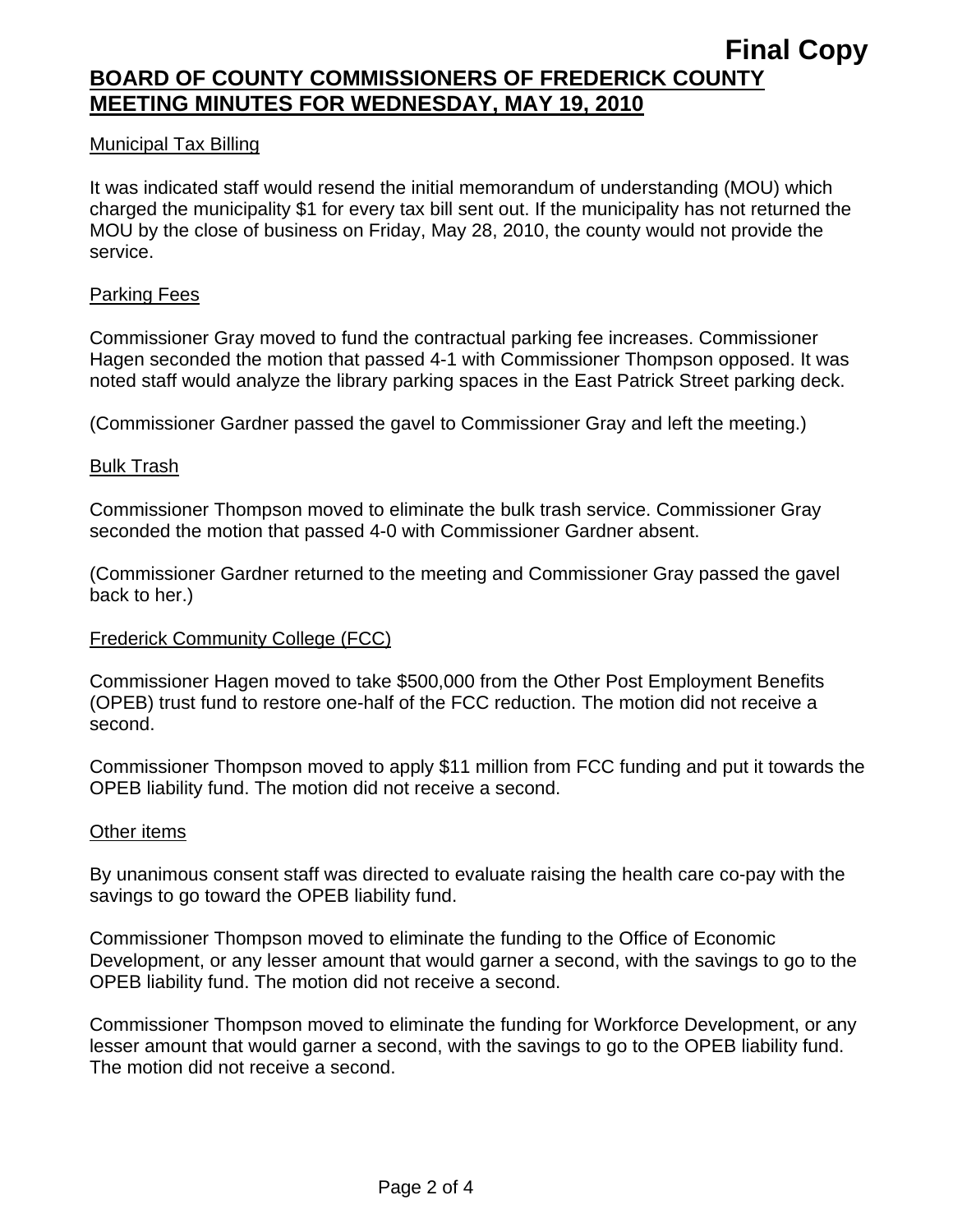**Final Copy**

**BOARD OF COUNTY COMMISSIONERS OF FREDERICK COUNTY MEETING MINUTES FOR WEDNESDAY, MAY 19, 2010**

Municipal Tax Billing

It was indicated staff would resend the initial memorandum of understanding (MOU) which charged the municipality $1 for every tax bill sent out. If the municipality has not returned the MOU by the close of business on Friday, May 28, 2010, the county would not provide the service.

Parking Fees

Commissioner Gray moved to fund the contractual parking fee increases. Commissioner Hagen seconded the motion that passed 4-1 with Commissioner Thompson opposed. It was noted staff would analyze the library parking spaces in the East Patrick Street parking deck.

(Commissioner Gardner passed the gavel to Commissioner Gray and left the meeting.)

Bulk Trash

Commissioner Thompson moved to eliminate the bulk trash service. Commissioner Gray seconded the motion that passed 4-0 with Commissioner Gardner absent.

(Commissioner Gardner returned to the meeting and Commissioner Gray passed the gavel back to her.)

Frederick Community College (FCC)

Commissioner Hagen moved to take $500,000 from the Other Post Employment Benefits (OPEB) trust fund to restore one-half of the FCC reduction. The motion did not receive a second.

Commissioner Thompson moved to apply $11 million from FCC funding and put it towards the OPEB liability fund. The motion did not receive a second.

Other items

By unanimous consent staff was directed to evaluate raising the health care co-pay with the savings to go toward the OPEB liability fund.

Commissioner Thompson moved to eliminate the funding to the Office of Economic Development, or any lesser amount that would garner a second, with the savings to go to the OPEB liability fund. The motion did not receive a second.

Commissioner Thompson moved to eliminate the funding for Workforce Development, or any lesser amount that would garner a second, with the savings to go to the OPEB liability fund. The motion did not receive a second.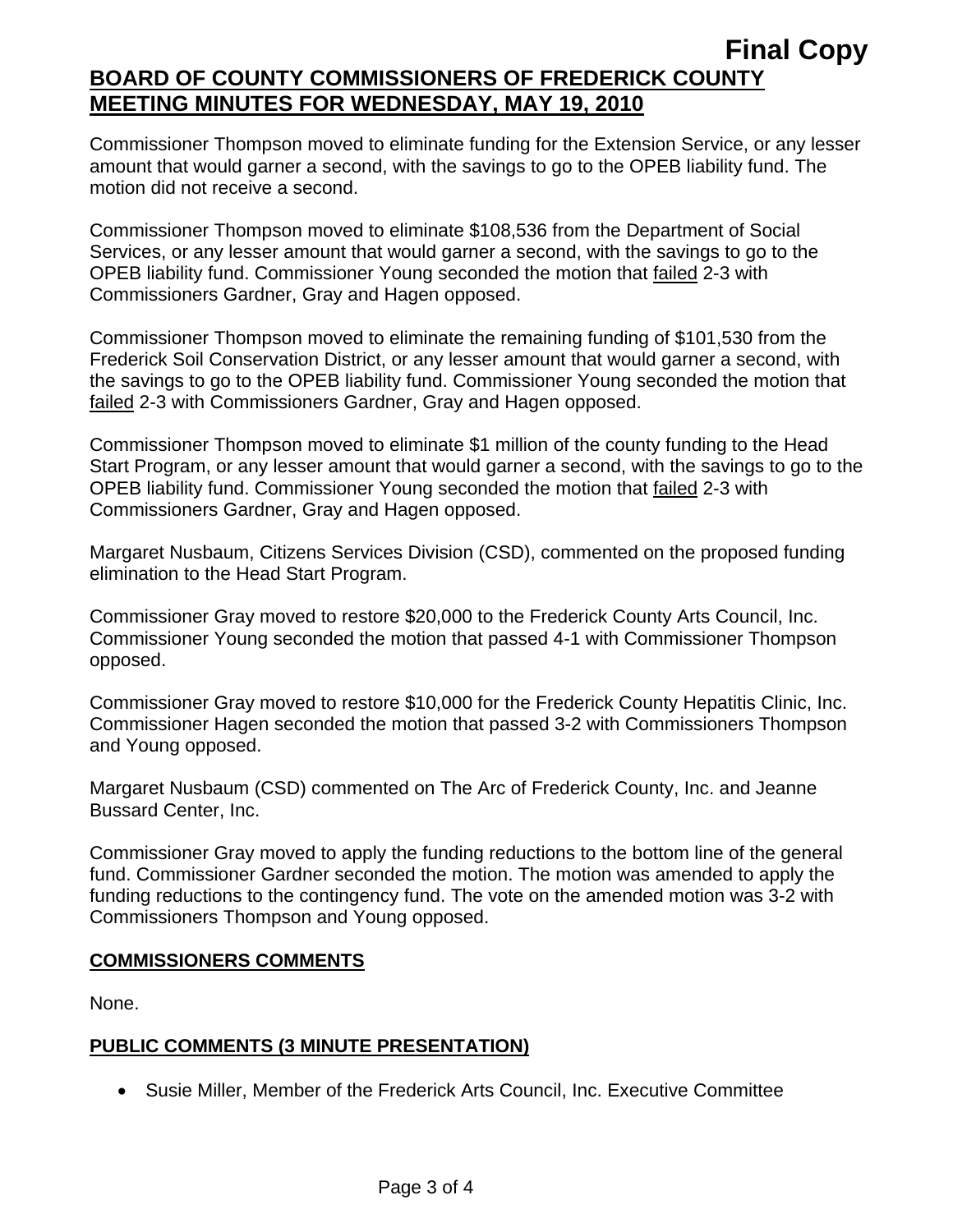Commissioner Thompson moved to eliminate funding for the Extension Service, or any lesser amount that would garner a second, with the savings to go to the OPEB liability fund. The motion did not receive a second.

Commissioner Thompson moved to eliminate $108,536 from the Department of Social Services, or any lesser amount that would garner a second, with the savings to go to the OPEB liability fund. Commissioner Young seconded the motion that failed 2-3 with Commissioners Gardner, Gray and Hagen opposed.

Commissioner Thompson moved to eliminate the remaining funding of $101,530 from the Frederick Soil Conservation District, or any lesser amount that would garner a second, with the savings to go to the OPEB liability fund. Commissioner Young seconded the motion that failed 2-3 with Commissioners Gardner, Gray and Hagen opposed.

Commissioner Thompson moved to eliminate $1 million of the county funding to the Head Start Program, or any lesser amount that would garner a second, with the savings to go to the OPEB liability fund. Commissioner Young seconded the motion that failed 2-3 with Commissioners Gardner, Gray and Hagen opposed.

Margaret Nusbaum, Citizens Services Division (CSD), commented on the proposed funding elimination to the Head Start Program.

Commissioner Gray moved to restore $20,000 to the Frederick County Arts Council, Inc. Commissioner Young seconded the motion that passed 4-1 with Commissioner Thompson opposed.

Commissioner Gray moved to restore $10,000 for the Frederick County Hepatitis Clinic, Inc. Commissioner Hagen seconded the motion that passed 3-2 with Commissioners Thompson and Young opposed.

Margaret Nusbaum (CSD) commented on The Arc of Frederick County, Inc. and Jeanne Bussard Center, Inc.

Commissioner Gray moved to apply the funding reductions to the bottom line of the general fund. Commissioner Gardner seconded the motion. The motion was amended to apply the funding reductions to the contingency fund. The vote on the amended motion was 3-2 with Commissioners Thompson and Young opposed.

## COMMISSIONERS COMMENTS

None.

## PUBLIC COMMENTS (3 MINUTE PRESENTATION)

- Susie Miller, Member of the Frederick Arts Council, Inc. Executive Committee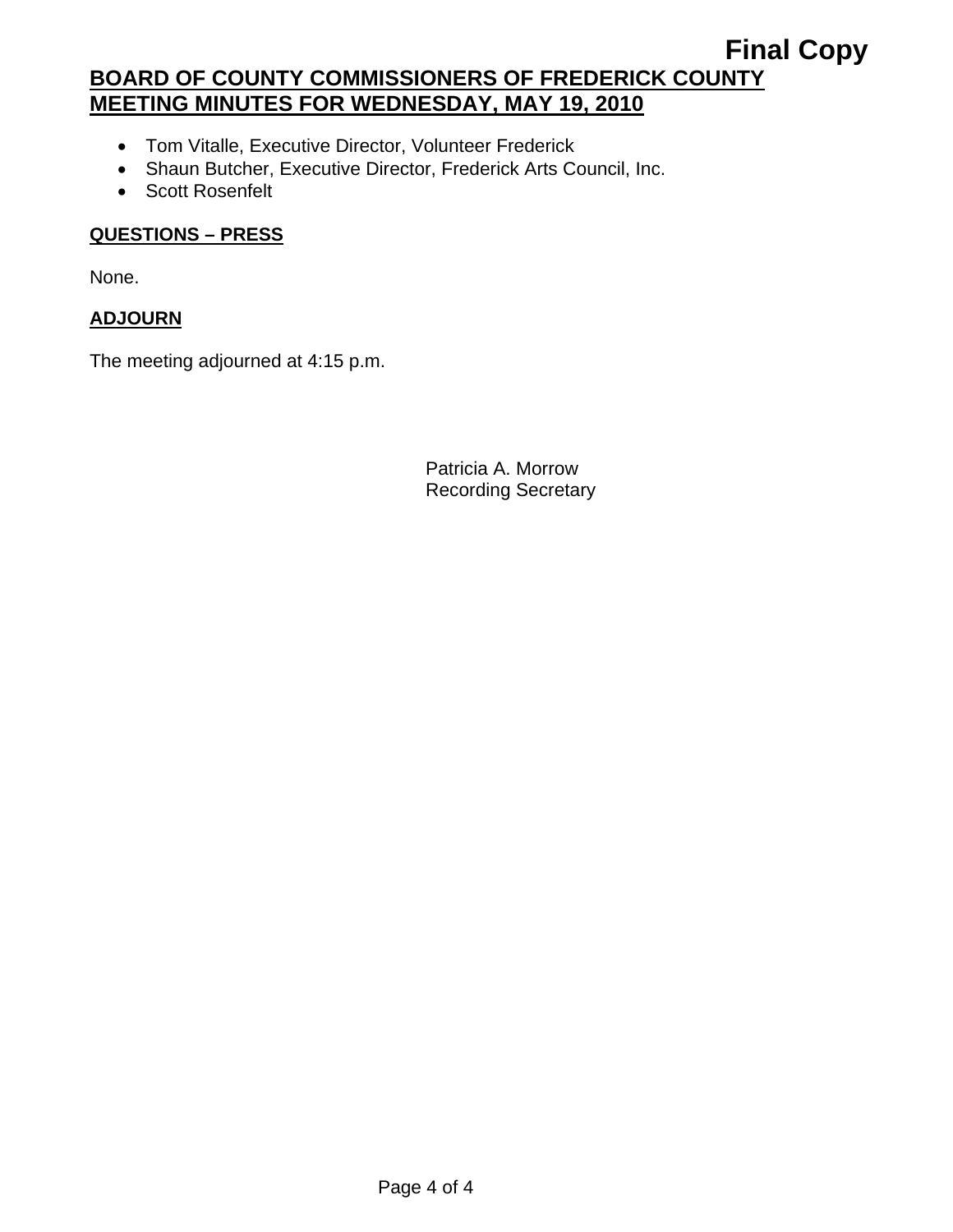- Tom Vitalle, Executive Director, Volunteer Frederick
- Shaun Butcher, Executive Director, Frederick Arts Council, Inc.
- Scott Rosenfelt

## QUESTIONS – PRESS

None.

## ADJOURN

The meeting adjourned at 4:15 p.m.

Patricia A. Morrow
Recording Secretary